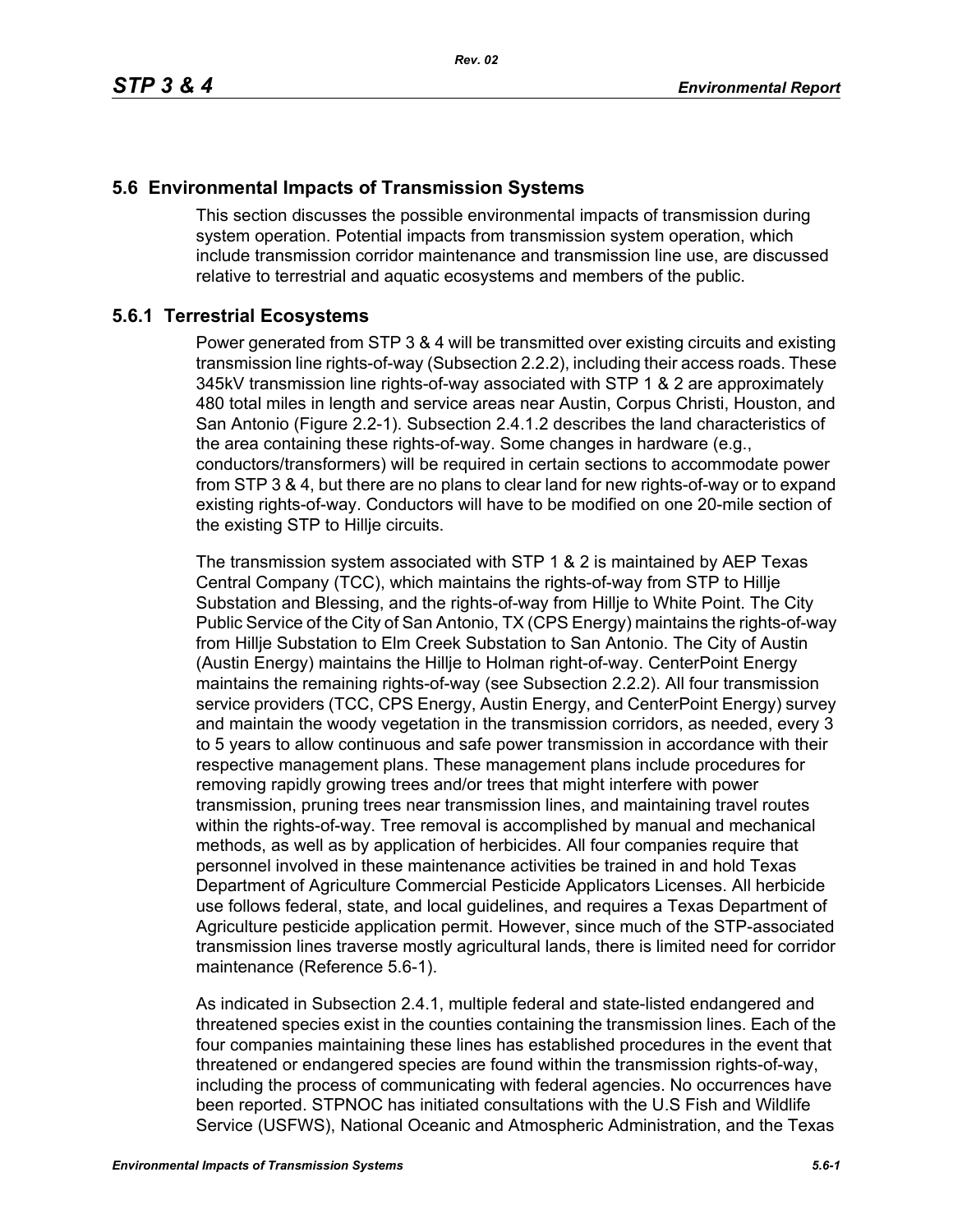## 5.6 Environmental Impacts of Transmission Systems

This section discusses the possible environmental impacts of transmission during system operation. Potential impacts from transmission system operation, which include transmission corridor maintenance and transmission line use, are discussed relative to terrestrial and aquatic ecosystems and members of the public.

### 5.6.1 Terrestrial Ecosystems

Power generated from STP 3 & 4 will be transmitted over existing circuits and existing transmission line rights-of-way (Subsection 2.2.2), including their access roads. These 345kV transmission line rights-of-way associated with STP 1 & 2 are approximately 480 total miles in length and service areas near Austin, Corpus Christi, Houston, and San Antonio (Figure 2.2-1). Subsection 2.4.1.2 describes the land characteristics of the area containing these rights-of-way. Some changes in hardware (e.g., conductors/transformers) will be required in certain sections to accommodate power from STP 3 & 4, but there are no plans to clear land for new rights-of-way or to expand existing rights-of-way. Conductors will have to be modified on one 20-mile section of the existing STP to Hillje circuits.

The transmission system associated with STP 1 & 2 is maintained by AEP Texas Central Company (TCC), which maintains the rights-of-way from STP to Hillje Substation and Blessing, and the rights-of-way from Hillje to White Point. The City Public Service of the City of San Antonio, TX (CPS Energy) maintains the rights-of-way from Hillje Substation to Elm Creek Substation to San Antonio. The City of Austin (Austin Energy) maintains the Hillje to Holman right-of-way. CenterPoint Energy maintains the remaining rights-of-way (see Subsection 2.2.2). All four transmission service providers (TCC, CPS Energy, Austin Energy, and CenterPoint Energy) survey and maintain the woody vegetation in the transmission corridors, as needed, every 3 to 5 years to allow continuous and safe power transmission in accordance with their respective management plans. These management plans include procedures for removing rapidly growing trees and/or trees that might interfere with power transmission, pruning trees near transmission lines, and maintaining travel routes within the rights-of-way. Tree removal is accomplished by manual and mechanical methods, as well as by application of herbicides. All four companies require that personnel involved in these maintenance activities be trained in and hold Texas Department of Agriculture Commercial Pesticide Applicators Licenses. All herbicide use follows federal, state, and local guidelines, and requires a Texas Department of Agriculture pesticide application permit. However, since much of the STP-associated transmission lines traverse mostly agricultural lands, there is limited need for corridor maintenance (Reference 5.6-1).

As indicated in Subsection 2.4.1, multiple federal and state-listed endangered and threatened species exist in the counties containing the transmission lines. Each of the four companies maintaining these lines has established procedures in the event that threatened or endangered species are found within the transmission rights-of-way, including the process of communicating with federal agencies. No occurrences have been reported. STPNOC has initiated consultations with the U.S Fish and Wildlife Service (USFWS), National Oceanic and Atmospheric Administration, and the Texas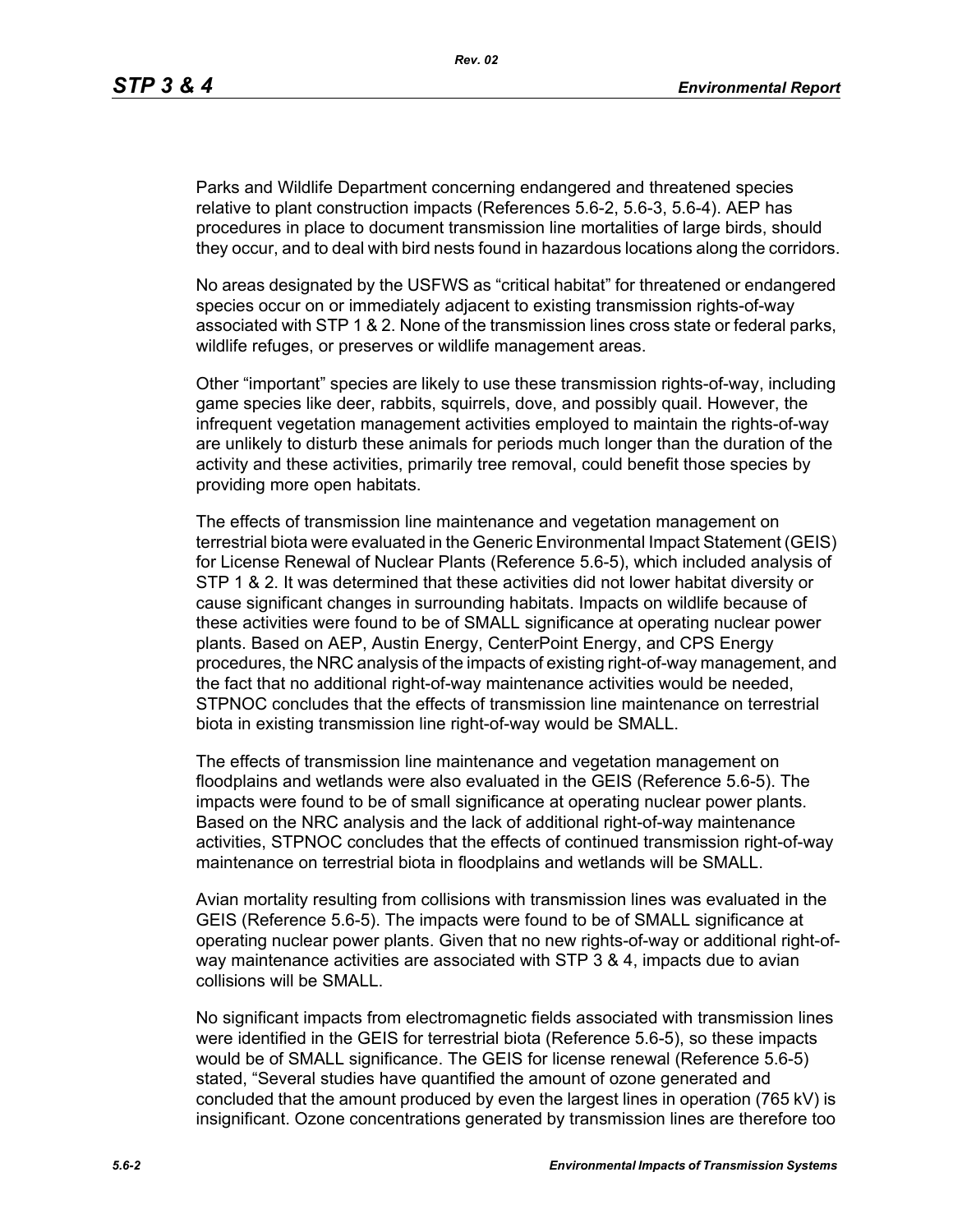Parks and Wildlife Department concerning endangered and threatened species relative to plant construction impacts (References 5.6-2, 5.6-3, 5.6-4). AEP has procedures in place to document transmission line mortalities of large birds, should they occur, and to deal with bird nests found in hazardous locations along the corridors.

No areas designated by the USFWS as "critical habitat" for threatened or endangered species occur on or immediately adjacent to existing transmission rights-of-way associated with STP 1 & 2. None of the transmission lines cross state or federal parks, wildlife refuges, or preserves or wildlife management areas.

Other "important" species are likely to use these transmission rights-of-way, including game species like deer, rabbits, squirrels, dove, and possibly quail. However, the infrequent vegetation management activities employed to maintain the rights-of-way are unlikely to disturb these animals for periods much longer than the duration of the activity and these activities, primarily tree removal, could benefit those species by providing more open habitats.

The effects of transmission line maintenance and vegetation management on terrestrial biota were evaluated in the Generic Environmental Impact Statement (GEIS) for License Renewal of Nuclear Plants (Reference 5.6-5), which included analysis of STP 1 & 2. It was determined that these activities did not lower habitat diversity or cause significant changes in surrounding habitats. Impacts on wildlife because of these activities were found to be of SMALL significance at operating nuclear power plants. Based on AEP, Austin Energy, CenterPoint Energy, and CPS Energy procedures, the NRC analysis of the impacts of existing right-of-way management, and the fact that no additional right-of-way maintenance activities would be needed, STPNOC concludes that the effects of transmission line maintenance on terrestrial biota in existing transmission line right-of-way would be SMALL.

The effects of transmission line maintenance and vegetation management on floodplains and wetlands were also evaluated in the GEIS (Reference 5.6-5). The impacts were found to be of small significance at operating nuclear power plants. Based on the NRC analysis and the lack of additional right-of-way maintenance activities, STPNOC concludes that the effects of continued transmission right-of-way maintenance on terrestrial biota in floodplains and wetlands will be SMALL.

Avian mortality resulting from collisions with transmission lines was evaluated in the GEIS (Reference 5.6-5). The impacts were found to be of SMALL significance at operating nuclear power plants. Given that no new rights-of-way or additional right-of-way maintenance activities are associated with STP 3 & 4, impacts due to avian collisions will be SMALL.

No significant impacts from electromagnetic fields associated with transmission lines were identified in the GEIS for terrestrial biota (Reference 5.6-5), so these impacts would be of SMALL significance. The GEIS for license renewal (Reference 5.6-5) stated, "Several studies have quantified the amount of ozone generated and concluded that the amount produced by even the largest lines in operation (765 kV) is insignificant. Ozone concentrations generated by transmission lines are therefore too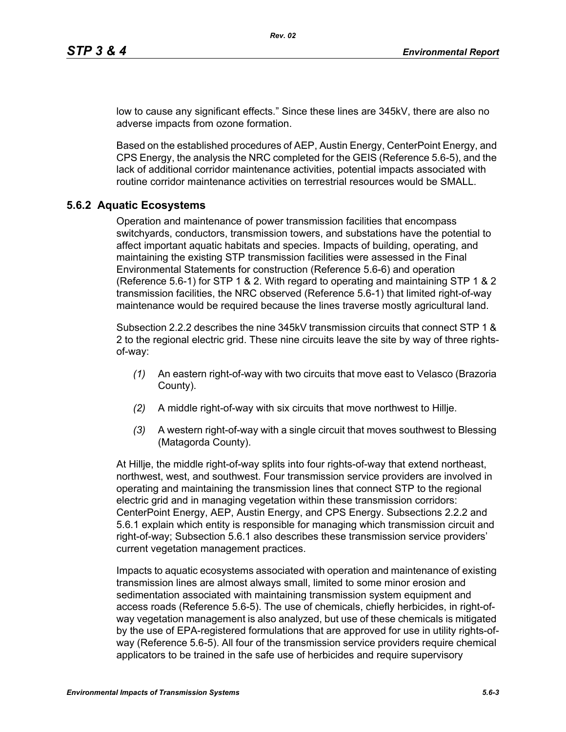low to cause any significant effects." Since these lines are 345kV, there are also no adverse impacts from ozone formation.

Based on the established procedures of AEP, Austin Energy, CenterPoint Energy, and CPS Energy, the analysis the NRC completed for the GEIS (Reference 5.6-5), and the lack of additional corridor maintenance activities, potential impacts associated with routine corridor maintenance activities on terrestrial resources would be SMALL.

### 5.6.2 Aquatic Ecosystems

Operation and maintenance of power transmission facilities that encompass switchyards, conductors, transmission towers, and substations have the potential to affect important aquatic habitats and species. Impacts of building, operating, and maintaining the existing STP transmission facilities were assessed in the Final Environmental Statements for construction (Reference 5.6-6) and operation (Reference 5.6-1) for STP 1 & 2. With regard to operating and maintaining STP 1 & 2 transmission facilities, the NRC observed (Reference 5.6-1) that limited right-of-way maintenance would be required because the lines traverse mostly agricultural land.

Subsection 2.2.2 describes the nine 345kV transmission circuits that connect STP 1 & 2 to the regional electric grid. These nine circuits leave the site by way of three rights-of-way:

*(1)* An eastern right-of-way with two circuits that move east to Velasco (Brazoria County).

*(2)* A middle right-of-way with six circuits that move northwest to Hillje.

*(3)* A western right-of-way with a single circuit that moves southwest to Blessing (Matagorda County).

At Hillje, the middle right-of-way splits into four rights-of-way that extend northeast, northwest, west, and southwest. Four transmission service providers are involved in operating and maintaining the transmission lines that connect STP to the regional electric grid and in managing vegetation within these transmission corridors: CenterPoint Energy, AEP, Austin Energy, and CPS Energy. Subsections 2.2.2 and 5.6.1 explain which entity is responsible for managing which transmission circuit and right-of-way; Subsection 5.6.1 also describes these transmission service providers' current vegetation management practices.

Impacts to aquatic ecosystems associated with operation and maintenance of existing transmission lines are almost always small, limited to some minor erosion and sedimentation associated with maintaining transmission system equipment and access roads (Reference 5.6-5). The use of chemicals, chiefly herbicides, in right-of-way vegetation management is also analyzed, but use of these chemicals is mitigated by the use of EPA-registered formulations that are approved for use in utility rights-of-way (Reference 5.6-5). All four of the transmission service providers require chemical applicators to be trained in the safe use of herbicides and require supervisory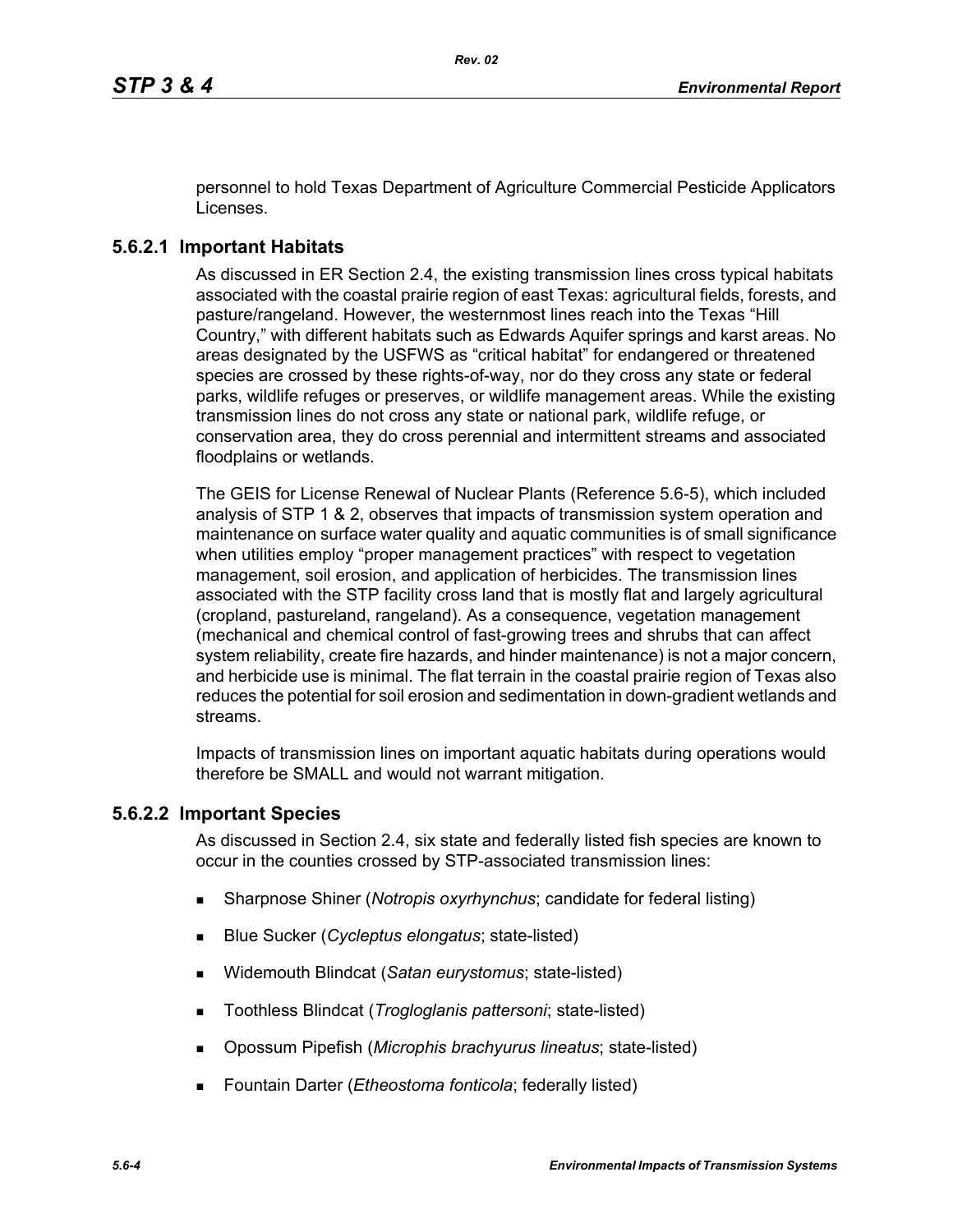personnel to hold Texas Department of Agriculture Commercial Pesticide Applicators Licenses.

### 5.6.2.1 Important Habitats

As discussed in ER Section 2.4, the existing transmission lines cross typical habitats associated with the coastal prairie region of east Texas: agricultural fields, forests, and pasture/rangeland. However, the westernmost lines reach into the Texas "Hill Country," with different habitats such as Edwards Aquifer springs and karst areas. No areas designated by the USFWS as "critical habitat" for endangered or threatened species are crossed by these rights-of-way, nor do they cross any state or federal parks, wildlife refuges or preserves, or wildlife management areas. While the existing transmission lines do not cross any state or national park, wildlife refuge, or conservation area, they do cross perennial and intermittent streams and associated floodplains or wetlands.

The GEIS for License Renewal of Nuclear Plants (Reference 5.6-5), which included analysis of STP 1 & 2, observes that impacts of transmission system operation and maintenance on surface water quality and aquatic communities is of small significance when utilities employ "proper management practices" with respect to vegetation management, soil erosion, and application of herbicides. The transmission lines associated with the STP facility cross land that is mostly flat and largely agricultural (cropland, pastureland, rangeland). As a consequence, vegetation management (mechanical and chemical control of fast-growing trees and shrubs that can affect system reliability, create fire hazards, and hinder maintenance) is not a major concern, and herbicide use is minimal. The flat terrain in the coastal prairie region of Texas also reduces the potential for soil erosion and sedimentation in down-gradient wetlands and streams.

Impacts of transmission lines on important aquatic habitats during operations would therefore be SMALL and would not warrant mitigation.

### 5.6.2.2 Important Species

As discussed in Section 2.4, six state and federally listed fish species are known to occur in the counties crossed by STP-associated transmission lines:

- Sharpnose Shiner (*Notropis oxyrhynchus*; candidate for federal listing)
- Blue Sucker (*Cycleptus elongatus*; state-listed)
- Widemouth Blindcat (*Satan eurystomus*; state-listed)
- Toothless Blindcat (*Trogloglanis pattersoni*; state-listed)
- Opossum Pipefish (*Microphis brachyurus lineatus*; state-listed)
- Fountain Darter (*Etheostoma fonticola*; federally listed)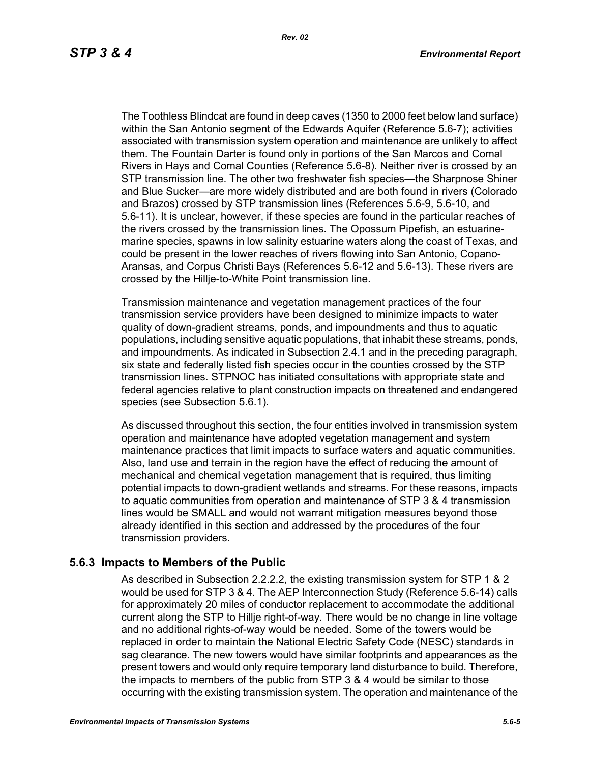The Toothless Blindcat are found in deep caves (1350 to 2000 feet below land surface) within the San Antonio segment of the Edwards Aquifer (Reference 5.6-7); activities associated with transmission system operation and maintenance are unlikely to affect them. The Fountain Darter is found only in portions of the San Marcos and Comal Rivers in Hays and Comal Counties (Reference 5.6-8). Neither river is crossed by an STP transmission line. The other two freshwater fish species—the Sharpnose Shiner and Blue Sucker—are more widely distributed and are both found in rivers (Colorado and Brazos) crossed by STP transmission lines (References 5.6-9, 5.6-10, and 5.6-11). It is unclear, however, if these species are found in the particular reaches of the rivers crossed by the transmission lines. The Opossum Pipefish, an estuarine-marine species, spawns in low salinity estuarine waters along the coast of Texas, and could be present in the lower reaches of rivers flowing into San Antonio, Copano-Aransas, and Corpus Christi Bays (References 5.6-12 and 5.6-13). These rivers are crossed by the Hillje-to-White Point transmission line.

Transmission maintenance and vegetation management practices of the four transmission service providers have been designed to minimize impacts to water quality of down-gradient streams, ponds, and impoundments and thus to aquatic populations, including sensitive aquatic populations, that inhabit these streams, ponds, and impoundments. As indicated in Subsection 2.4.1 and in the preceding paragraph, six state and federally listed fish species occur in the counties crossed by the STP transmission lines. STPNOC has initiated consultations with appropriate state and federal agencies relative to plant construction impacts on threatened and endangered species (see Subsection 5.6.1).

As discussed throughout this section, the four entities involved in transmission system operation and maintenance have adopted vegetation management and system maintenance practices that limit impacts to surface waters and aquatic communities. Also, land use and terrain in the region have the effect of reducing the amount of mechanical and chemical vegetation management that is required, thus limiting potential impacts to down-gradient wetlands and streams. For these reasons, impacts to aquatic communities from operation and maintenance of STP 3 & 4 transmission lines would be SMALL and would not warrant mitigation measures beyond those already identified in this section and addressed by the procedures of the four transmission providers.

### 5.6.3 Impacts to Members of the Public

As described in Subsection 2.2.2.2, the existing transmission system for STP 1 & 2 would be used for STP 3 & 4. The AEP Interconnection Study (Reference 5.6-14) calls for approximately 20 miles of conductor replacement to accommodate the additional current along the STP to Hillje right-of-way. There would be no change in line voltage and no additional rights-of-way would be needed. Some of the towers would be replaced in order to maintain the National Electric Safety Code (NESC) standards in sag clearance. The new towers would have similar footprints and appearances as the present towers and would only require temporary land disturbance to build. Therefore, the impacts to members of the public from STP 3 & 4 would be similar to those occurring with the existing transmission system. The operation and maintenance of the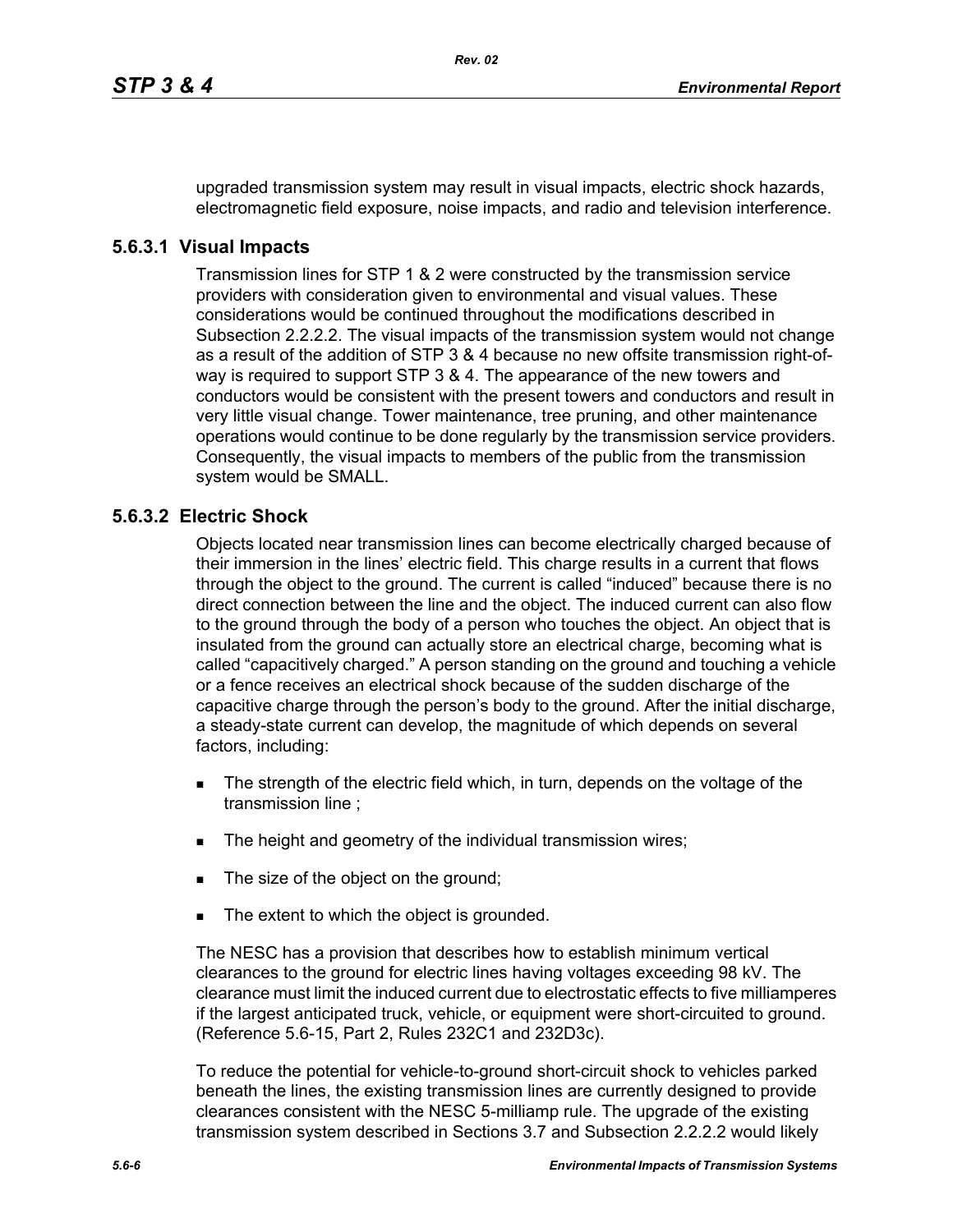upgraded transmission system may result in visual impacts, electric shock hazards, electromagnetic field exposure, noise impacts, and radio and television interference.

### 5.6.3.1 Visual Impacts

Transmission lines for STP 1 & 2 were constructed by the transmission service providers with consideration given to environmental and visual values. These considerations would be continued throughout the modifications described in Subsection 2.2.2.2. The visual impacts of the transmission system would not change as a result of the addition of STP 3 & 4 because no new offsite transmission right-of-way is required to support STP 3 & 4. The appearance of the new towers and conductors would be consistent with the present towers and conductors and result in very little visual change. Tower maintenance, tree pruning, and other maintenance operations would continue to be done regularly by the transmission service providers. Consequently, the visual impacts to members of the public from the transmission system would be SMALL.

### 5.6.3.2 Electric Shock

Objects located near transmission lines can become electrically charged because of their immersion in the lines' electric field. This charge results in a current that flows through the object to the ground. The current is called "induced" because there is no direct connection between the line and the object. The induced current can also flow to the ground through the body of a person who touches the object. An object that is insulated from the ground can actually store an electrical charge, becoming what is called "capacitively charged." A person standing on the ground and touching a vehicle or a fence receives an electrical shock because of the sudden discharge of the capacitive charge through the person's body to the ground. After the initial discharge, a steady-state current can develop, the magnitude of which depends on several factors, including:

- The strength of the electric field which, in turn, depends on the voltage of the transmission line ;
- The height and geometry of the individual transmission wires;
- The size of the object on the ground;
- The extent to which the object is grounded.

The NESC has a provision that describes how to establish minimum vertical clearances to the ground for electric lines having voltages exceeding 98 kV. The clearance must limit the induced current due to electrostatic effects to five milliamperes if the largest anticipated truck, vehicle, or equipment were short-circuited to ground. (Reference 5.6-15, Part 2, Rules 232C1 and 232D3c).

To reduce the potential for vehicle-to-ground short-circuit shock to vehicles parked beneath the lines, the existing transmission lines are currently designed to provide clearances consistent with the NESC 5-milliamp rule. The upgrade of the existing transmission system described in Sections 3.7 and Subsection 2.2.2.2 would likely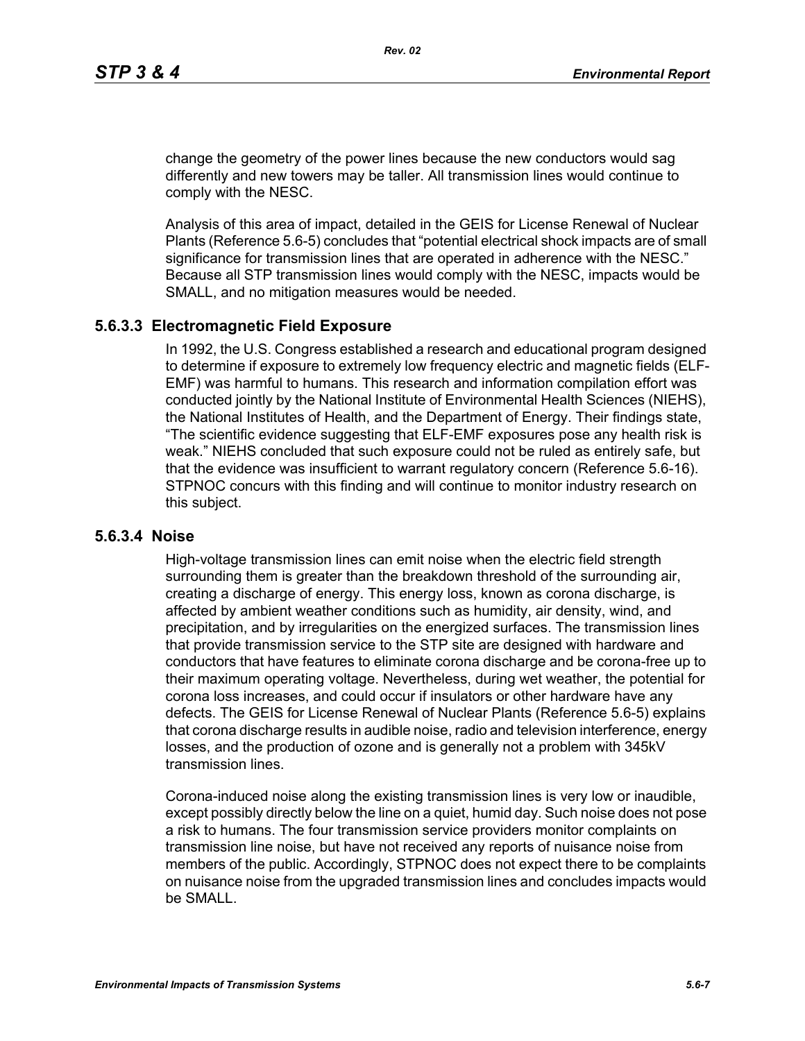change the geometry of the power lines because the new conductors would sag differently and new towers may be taller. All transmission lines would continue to comply with the NESC.

Analysis of this area of impact, detailed in the GEIS for License Renewal of Nuclear Plants (Reference 5.6-5) concludes that "potential electrical shock impacts are of small significance for transmission lines that are operated in adherence with the NESC." Because all STP transmission lines would comply with the NESC, impacts would be SMALL, and no mitigation measures would be needed.

### 5.6.3.3 Electromagnetic Field Exposure

In 1992, the U.S. Congress established a research and educational program designed to determine if exposure to extremely low frequency electric and magnetic fields (ELF-EMF) was harmful to humans. This research and information compilation effort was conducted jointly by the National Institute of Environmental Health Sciences (NIEHS), the National Institutes of Health, and the Department of Energy. Their findings state, "The scientific evidence suggesting that ELF-EMF exposures pose any health risk is weak." NIEHS concluded that such exposure could not be ruled as entirely safe, but that the evidence was insufficient to warrant regulatory concern (Reference 5.6-16). STPNOC concurs with this finding and will continue to monitor industry research on this subject.

### 5.6.3.4 Noise

High-voltage transmission lines can emit noise when the electric field strength surrounding them is greater than the breakdown threshold of the surrounding air, creating a discharge of energy. This energy loss, known as corona discharge, is affected by ambient weather conditions such as humidity, air density, wind, and precipitation, and by irregularities on the energized surfaces. The transmission lines that provide transmission service to the STP site are designed with hardware and conductors that have features to eliminate corona discharge and be corona-free up to their maximum operating voltage. Nevertheless, during wet weather, the potential for corona loss increases, and could occur if insulators or other hardware have any defects. The GEIS for License Renewal of Nuclear Plants (Reference 5.6-5) explains that corona discharge results in audible noise, radio and television interference, energy losses, and the production of ozone and is generally not a problem with 345kV transmission lines.

Corona-induced noise along the existing transmission lines is very low or inaudible, except possibly directly below the line on a quiet, humid day. Such noise does not pose a risk to humans. The four transmission service providers monitor complaints on transmission line noise, but have not received any reports of nuisance noise from members of the public. Accordingly, STPNOC does not expect there to be complaints on nuisance noise from the upgraded transmission lines and concludes impacts would be SMALL.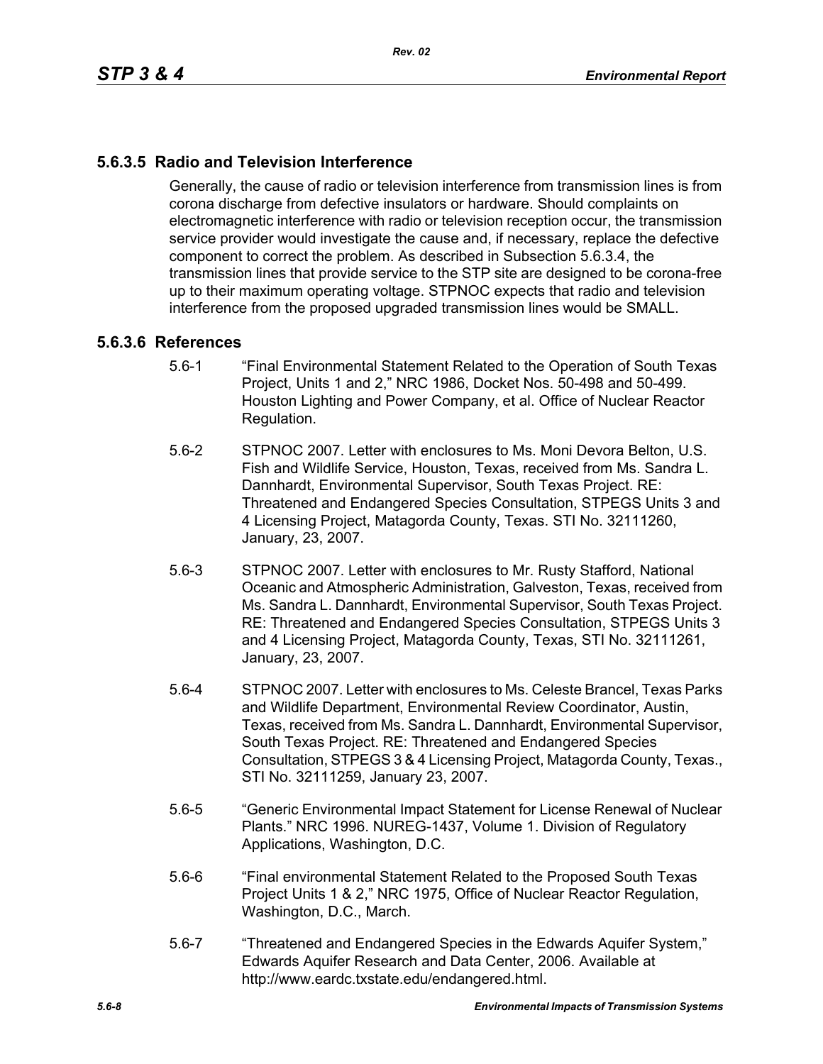### 5.6.3.5 Radio and Television Interference

Generally, the cause of radio or television interference from transmission lines is from corona discharge from defective insulators or hardware. Should complaints on electromagnetic interference with radio or television reception occur, the transmission service provider would investigate the cause and, if necessary, replace the defective component to correct the problem. As described in Subsection 5.6.3.4, the transmission lines that provide service to the STP site are designed to be corona-free up to their maximum operating voltage. STPNOC expects that radio and television interference from the proposed upgraded transmission lines would be SMALL.

### 5.6.3.6 References

5.6-1 "Final Environmental Statement Related to the Operation of South Texas Project, Units 1 and 2," NRC 1986, Docket Nos. 50-498 and 50-499. Houston Lighting and Power Company, et al. Office of Nuclear Reactor Regulation.

5.6-2 STPNOC 2007. Letter with enclosures to Ms. Moni Devora Belton, U.S. Fish and Wildlife Service, Houston, Texas, received from Ms. Sandra L. Dannhardt, Environmental Supervisor, South Texas Project. RE: Threatened and Endangered Species Consultation, STPEGS Units 3 and 4 Licensing Project, Matagorda County, Texas. STI No. 32111260, January, 23, 2007.

5.6-3 STPNOC 2007. Letter with enclosures to Mr. Rusty Stafford, National Oceanic and Atmospheric Administration, Galveston, Texas, received from Ms. Sandra L. Dannhardt, Environmental Supervisor, South Texas Project. RE: Threatened and Endangered Species Consultation, STPEGS Units 3 and 4 Licensing Project, Matagorda County, Texas, STI No. 32111261, January, 23, 2007.

5.6-4 STPNOC 2007. Letter with enclosures to Ms. Celeste Brancel, Texas Parks and Wildlife Department, Environmental Review Coordinator, Austin, Texas, received from Ms. Sandra L. Dannhardt, Environmental Supervisor, South Texas Project. RE: Threatened and Endangered Species Consultation, STPEGS 3 & 4 Licensing Project, Matagorda County, Texas., STI No. 32111259, January 23, 2007.

5.6-5 "Generic Environmental Impact Statement for License Renewal of Nuclear Plants." NRC 1996. NUREG-1437, Volume 1. Division of Regulatory Applications, Washington, D.C.

5.6-6 "Final environmental Statement Related to the Proposed South Texas Project Units 1 & 2," NRC 1975, Office of Nuclear Reactor Regulation, Washington, D.C., March.

5.6-7 "Threatened and Endangered Species in the Edwards Aquifer System," Edwards Aquifer Research and Data Center, 2006. Available at http://www.eardc.txstate.edu/endangered.html.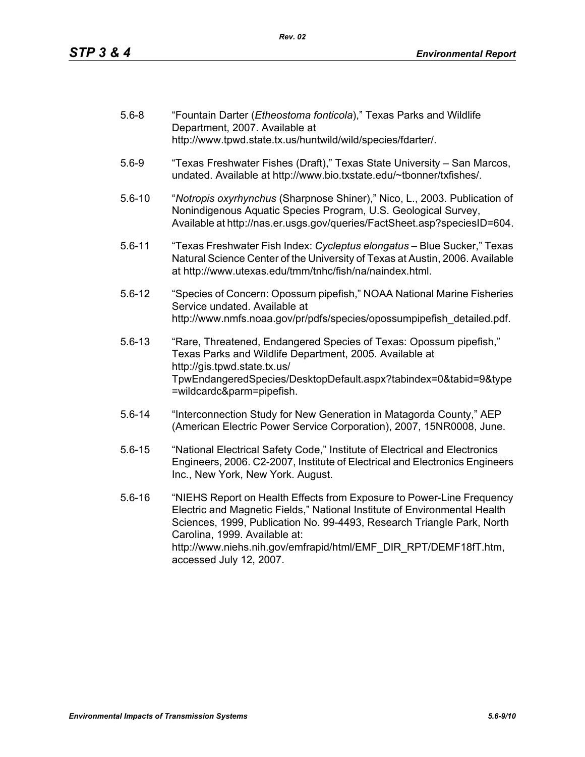5.6-8 “Fountain Darter (*Etheostoma fonticola*),” Texas Parks and Wildlife Department, 2007. Available at http://www.tpwd.state.tx.us/huntwild/wild/species/fdarter/.

5.6-9 “Texas Freshwater Fishes (Draft),” Texas State University – San Marcos, undated. Available at http://www.bio.txstate.edu/~tbonner/txfishes/.

5.6-10 “*Notropis oxyrhynchus* (Sharpnose Shiner),” Nico, L., 2003. Publication of Nonindigenous Aquatic Species Program, U.S. Geological Survey, Available at http://nas.er.usgs.gov/queries/FactSheet.asp?speciesID=604.

5.6-11 “Texas Freshwater Fish Index: *Cycleptus elongatus* – Blue Sucker,” Texas Natural Science Center of the University of Texas at Austin, 2006. Available at http://www.utexas.edu/tmm/tnhc/fish/na/naindex.html.

5.6-12 “Species of Concern: Opossum pipefish,” NOAA National Marine Fisheries Service undated. Available at http://www.nmfs.noaa.gov/pr/pdfs/species/opossumpipefish_detailed.pdf.

5.6-13 “Rare, Threatened, Endangered Species of Texas: Opossum pipefish,” Texas Parks and Wildlife Department, 2005. Available at http://gis.tpwd.state.tx.us/TpwEndangeredSpecies/DesktopDefault.aspx?tabindex=0&tabid=9&type=wildcardc&parm=pipefish.

5.6-14 “Interconnection Study for New Generation in Matagorda County,” AEP (American Electric Power Service Corporation), 2007, 15NR0008, June.

5.6-15 “National Electrical Safety Code,” Institute of Electrical and Electronics Engineers, 2006. C2-2007, Institute of Electrical and Electronics Engineers Inc., New York, New York. August.

5.6-16 “NIEHS Report on Health Effects from Exposure to Power-Line Frequency Electric and Magnetic Fields,” National Institute of Environmental Health Sciences, 1999, Publication No. 99-4493, Research Triangle Park, North Carolina, 1999. Available at: http://www.niehs.nih.gov/emfrapid/html/EMF_DIR_RPT/DEMF18fT.htm, accessed July 12, 2007.